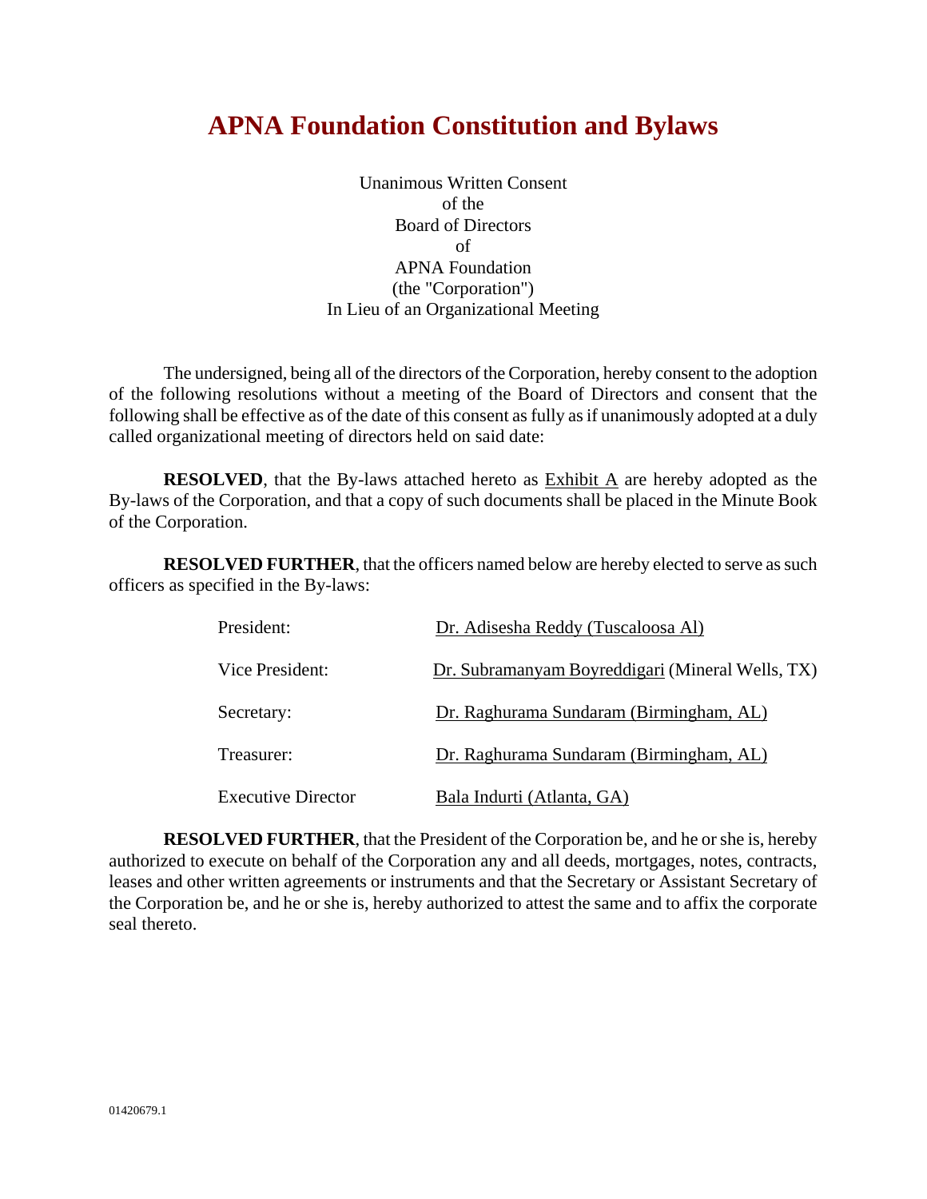# APNA Foundation Constitution and Bylaws

Unanimous Written Consent
of the
Board of Directors
of
APNA Foundation
(the "Corporation")
In Lieu of an Organizational Meeting

The undersigned, being all of the directors of the Corporation, hereby consent to the adoption of the following resolutions without a meeting of the Board of Directors and consent that the following shall be effective as of the date of this consent as fully as if unanimously adopted at a duly called organizational meeting of directors held on said date:

**RESOLVED**, that the By-laws attached hereto as Exhibit A are hereby adopted as the By-laws of the Corporation, and that a copy of such documents shall be placed in the Minute Book of the Corporation.

**RESOLVED FURTHER**, that the officers named below are hereby elected to serve as such officers as specified in the By-laws:

| | |
|---|---|
| President: | Dr. Adisesha Reddy (Tuscaloosa Al) |
| Vice President: | Dr. Subramanyam Boyreddigari (Mineral Wells, TX) |
| Secretary: | Dr. Raghurama Sundaram (Birmingham, AL) |
| Treasurer: | Dr. Raghurama Sundaram (Birmingham, AL) |
| Executive Director | Bala Indurti (Atlanta, GA) |

**RESOLVED FURTHER**, that the President of the Corporation be, and he or she is, hereby authorized to execute on behalf of the Corporation any and all deeds, mortgages, notes, contracts, leases and other written agreements or instruments and that the Secretary or Assistant Secretary of the Corporation be, and he or she is, hereby authorized to attest the same and to affix the corporate seal thereto.

01420679.1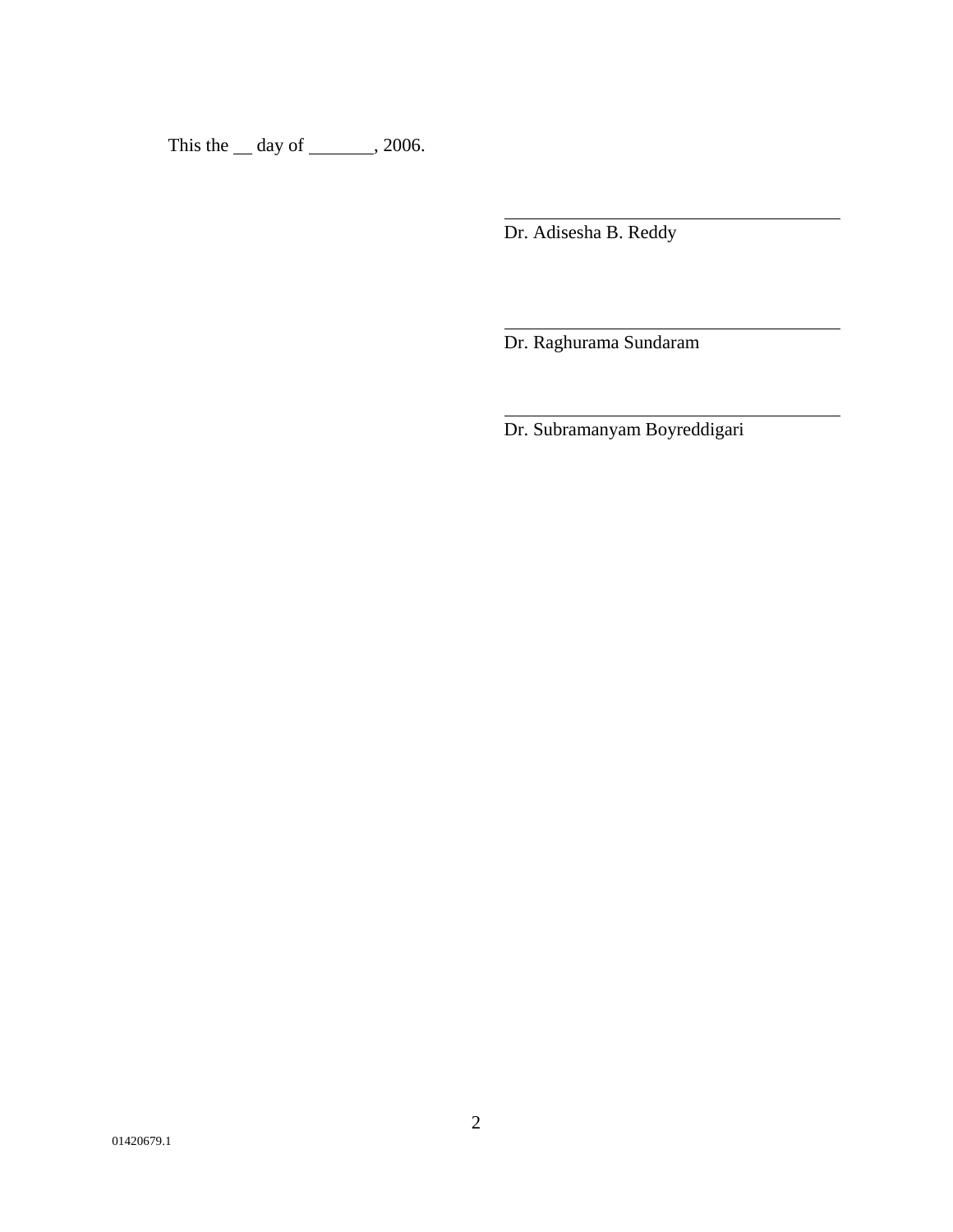This the __ day of _______, 2006.

\_\_\_\_\_\_\_\_\_\_\_\_\_\_\_\_\_\_\_\_\_\_\_\_\_\_\_\_\_\_\_\_\_\_\_\_
Dr. Adisesha B. Reddy

\_\_\_\_\_\_\_\_\_\_\_\_\_\_\_\_\_\_\_\_\_\_\_\_\_\_\_\_\_\_\_\_\_\_\_\_
Dr. Raghurama Sundaram

\_\_\_\_\_\_\_\_\_\_\_\_\_\_\_\_\_\_\_\_\_\_\_\_\_\_\_\_\_\_\_\_\_\_\_\_
Dr. Subramanyam Boyreddigari

01420679.1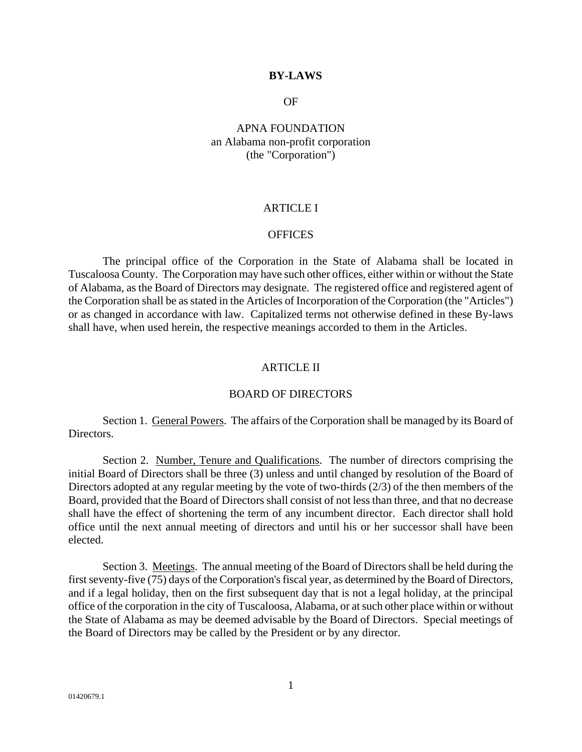# BY-LAWS

OF

APNA FOUNDATION
an Alabama non-profit corporation
(the "Corporation")

## ARTICLE I

## OFFICES

The principal office of the Corporation in the State of Alabama shall be located in Tuscaloosa County. The Corporation may have such other offices, either within or without the State of Alabama, as the Board of Directors may designate. The registered office and registered agent of the Corporation shall be as stated in the Articles of Incorporation of the Corporation (the "Articles") or as changed in accordance with law. Capitalized terms not otherwise defined in these By-laws shall have, when used herein, the respective meanings accorded to them in the Articles.

## ARTICLE II

## BOARD OF DIRECTORS

Section 1. General Powers. The affairs of the Corporation shall be managed by its Board of Directors.

Section 2. Number, Tenure and Qualifications. The number of directors comprising the initial Board of Directors shall be three (3) unless and until changed by resolution of the Board of Directors adopted at any regular meeting by the vote of two-thirds (2/3) of the then members of the Board, provided that the Board of Directors shall consist of not less than three, and that no decrease shall have the effect of shortening the term of any incumbent director. Each director shall hold office until the next annual meeting of directors and until his or her successor shall have been elected.

Section 3. Meetings. The annual meeting of the Board of Directors shall be held during the first seventy-five (75) days of the Corporation's fiscal year, as determined by the Board of Directors, and if a legal holiday, then on the first subsequent day that is not a legal holiday, at the principal office of the corporation in the city of Tuscaloosa, Alabama, or at such other place within or without the State of Alabama as may be deemed advisable by the Board of Directors. Special meetings of the Board of Directors may be called by the President or by any director.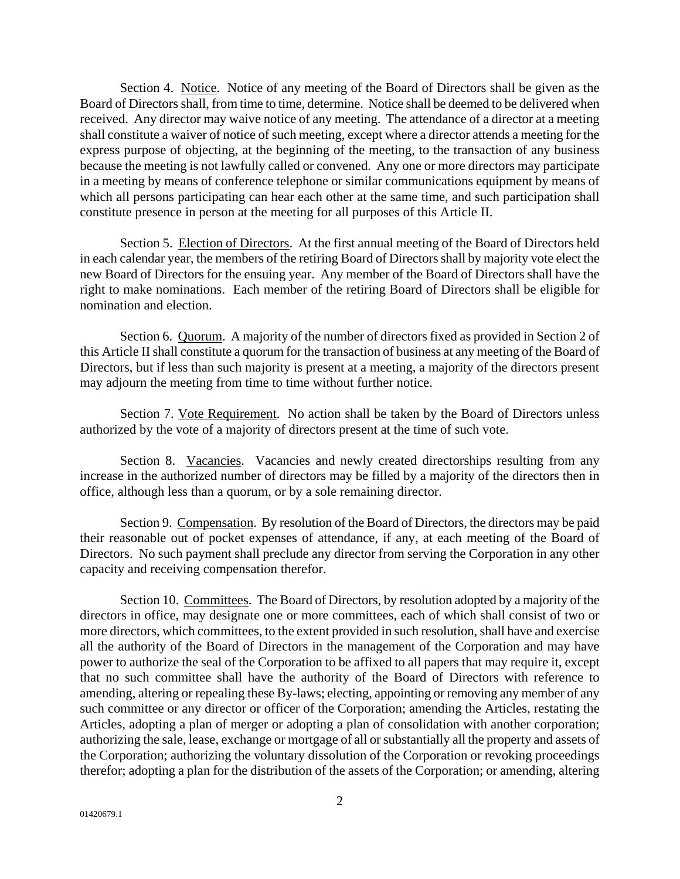Section 4. <u>Notice</u>. Notice of any meeting of the Board of Directors shall be given as the Board of Directors shall, from time to time, determine. Notice shall be deemed to be delivered when received. Any director may waive notice of any meeting. The attendance of a director at a meeting shall constitute a waiver of notice of such meeting, except where a director attends a meeting for the express purpose of objecting, at the beginning of the meeting, to the transaction of any business because the meeting is not lawfully called or convened. Any one or more directors may participate in a meeting by means of conference telephone or similar communications equipment by means of which all persons participating can hear each other at the same time, and such participation shall constitute presence in person at the meeting for all purposes of this Article II.

Section 5. <u>Election of Directors</u>. At the first annual meeting of the Board of Directors held in each calendar year, the members of the retiring Board of Directors shall by majority vote elect the new Board of Directors for the ensuing year. Any member of the Board of Directors shall have the right to make nominations. Each member of the retiring Board of Directors shall be eligible for nomination and election.

Section 6. <u>Quorum</u>. A majority of the number of directors fixed as provided in Section 2 of this Article II shall constitute a quorum for the transaction of business at any meeting of the Board of Directors, but if less than such majority is present at a meeting, a majority of the directors present may adjourn the meeting from time to time without further notice.

Section 7. <u>Vote Requirement</u>. No action shall be taken by the Board of Directors unless authorized by the vote of a majority of directors present at the time of such vote.

Section 8. <u>Vacancies</u>. Vacancies and newly created directorships resulting from any increase in the authorized number of directors may be filled by a majority of the directors then in office, although less than a quorum, or by a sole remaining director.

Section 9. <u>Compensation</u>. By resolution of the Board of Directors, the directors may be paid their reasonable out of pocket expenses of attendance, if any, at each meeting of the Board of Directors. No such payment shall preclude any director from serving the Corporation in any other capacity and receiving compensation therefor.

Section 10. <u>Committees</u>. The Board of Directors, by resolution adopted by a majority of the directors in office, may designate one or more committees, each of which shall consist of two or more directors, which committees, to the extent provided in such resolution, shall have and exercise all the authority of the Board of Directors in the management of the Corporation and may have power to authorize the seal of the Corporation to be affixed to all papers that may require it, except that no such committee shall have the authority of the Board of Directors with reference to amending, altering or repealing these By-laws; electing, appointing or removing any member of any such committee or any director or officer of the Corporation; amending the Articles, restating the Articles, adopting a plan of merger or adopting a plan of consolidation with another corporation; authorizing the sale, lease, exchange or mortgage of all or substantially all the property and assets of the Corporation; authorizing the voluntary dissolution of the Corporation or revoking proceedings therefor; adopting a plan for the distribution of the assets of the Corporation; or amending, altering

01420679.1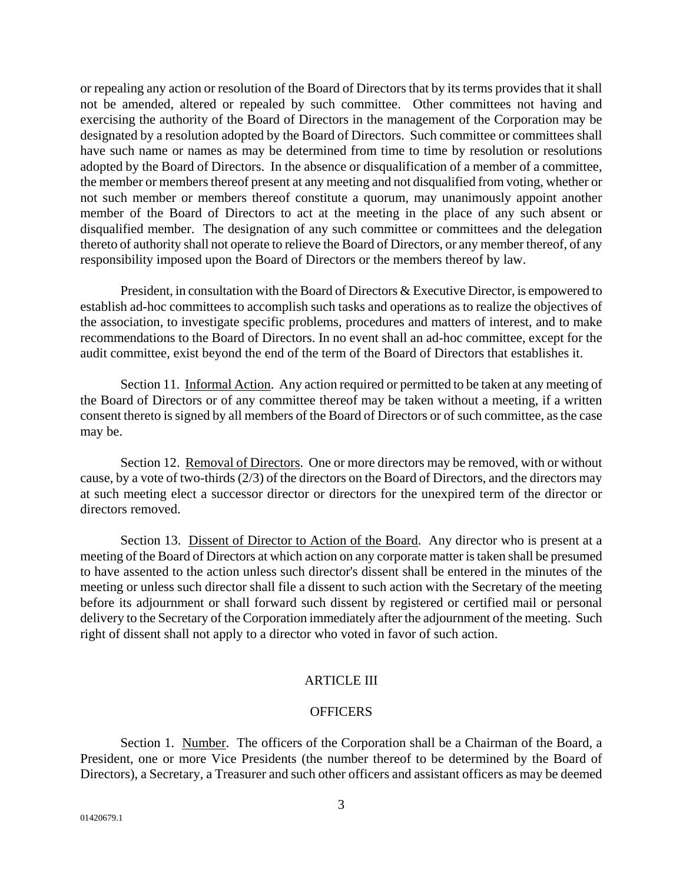or repealing any action or resolution of the Board of Directors that by its terms provides that it shall not be amended, altered or repealed by such committee. Other committees not having and exercising the authority of the Board of Directors in the management of the Corporation may be designated by a resolution adopted by the Board of Directors. Such committee or committees shall have such name or names as may be determined from time to time by resolution or resolutions adopted by the Board of Directors. In the absence or disqualification of a member of a committee, the member or members thereof present at any meeting and not disqualified from voting, whether or not such member or members thereof constitute a quorum, may unanimously appoint another member of the Board of Directors to act at the meeting in the place of any such absent or disqualified member. The designation of any such committee or committees and the delegation thereto of authority shall not operate to relieve the Board of Directors, or any member thereof, of any responsibility imposed upon the Board of Directors or the members thereof by law.

President, in consultation with the Board of Directors & Executive Director, is empowered to establish ad-hoc committees to accomplish such tasks and operations as to realize the objectives of the association, to investigate specific problems, procedures and matters of interest, and to make recommendations to the Board of Directors. In no event shall an ad-hoc committee, except for the audit committee, exist beyond the end of the term of the Board of Directors that establishes it.

Section 11. Informal Action. Any action required or permitted to be taken at any meeting of the Board of Directors or of any committee thereof may be taken without a meeting, if a written consent thereto is signed by all members of the Board of Directors or of such committee, as the case may be.

Section 12. Removal of Directors. One or more directors may be removed, with or without cause, by a vote of two-thirds (2/3) of the directors on the Board of Directors, and the directors may at such meeting elect a successor director or directors for the unexpired term of the director or directors removed.

Section 13. Dissent of Director to Action of the Board. Any director who is present at a meeting of the Board of Directors at which action on any corporate matter is taken shall be presumed to have assented to the action unless such director's dissent shall be entered in the minutes of the meeting or unless such director shall file a dissent to such action with the Secretary of the meeting before its adjournment or shall forward such dissent by registered or certified mail or personal delivery to the Secretary of the Corporation immediately after the adjournment of the meeting. Such right of dissent shall not apply to a director who voted in favor of such action.

## ARTICLE III

## OFFICERS

Section 1. Number. The officers of the Corporation shall be a Chairman of the Board, a President, one or more Vice Presidents (the number thereof to be determined by the Board of Directors), a Secretary, a Treasurer and such other officers and assistant officers as may be deemed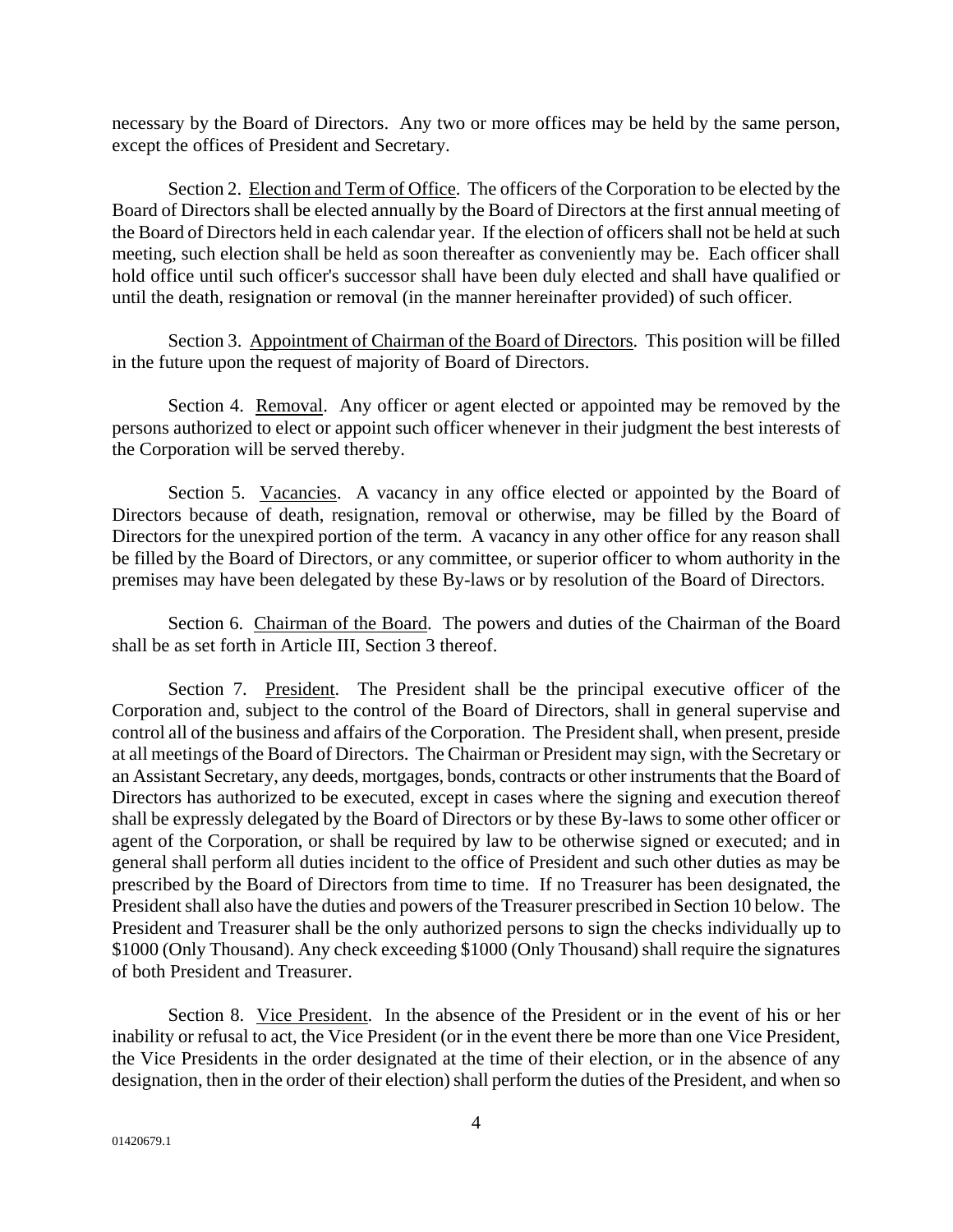necessary by the Board of Directors. Any two or more offices may be held by the same person, except the offices of President and Secretary.

Section 2. Election and Term of Office. The officers of the Corporation to be elected by the Board of Directors shall be elected annually by the Board of Directors at the first annual meeting of the Board of Directors held in each calendar year. If the election of officers shall not be held at such meeting, such election shall be held as soon thereafter as conveniently may be. Each officer shall hold office until such officer's successor shall have been duly elected and shall have qualified or until the death, resignation or removal (in the manner hereinafter provided) of such officer.

Section 3. Appointment of Chairman of the Board of Directors. This position will be filled in the future upon the request of majority of Board of Directors.

Section 4. Removal. Any officer or agent elected or appointed may be removed by the persons authorized to elect or appoint such officer whenever in their judgment the best interests of the Corporation will be served thereby.

Section 5. Vacancies. A vacancy in any office elected or appointed by the Board of Directors because of death, resignation, removal or otherwise, may be filled by the Board of Directors for the unexpired portion of the term. A vacancy in any other office for any reason shall be filled by the Board of Directors, or any committee, or superior officer to whom authority in the premises may have been delegated by these By-laws or by resolution of the Board of Directors.

Section 6. Chairman of the Board. The powers and duties of the Chairman of the Board shall be as set forth in Article III, Section 3 thereof.

Section 7. President. The President shall be the principal executive officer of the Corporation and, subject to the control of the Board of Directors, shall in general supervise and control all of the business and affairs of the Corporation. The President shall, when present, preside at all meetings of the Board of Directors. The Chairman or President may sign, with the Secretary or an Assistant Secretary, any deeds, mortgages, bonds, contracts or other instruments that the Board of Directors has authorized to be executed, except in cases where the signing and execution thereof shall be expressly delegated by the Board of Directors or by these By-laws to some other officer or agent of the Corporation, or shall be required by law to be otherwise signed or executed; and in general shall perform all duties incident to the office of President and such other duties as may be prescribed by the Board of Directors from time to time. If no Treasurer has been designated, the President shall also have the duties and powers of the Treasurer prescribed in Section 10 below. The President and Treasurer shall be the only authorized persons to sign the checks individually up to $1000 (Only Thousand). Any check exceeding $1000 (Only Thousand) shall require the signatures of both President and Treasurer.

Section 8. Vice President. In the absence of the President or in the event of his or her inability or refusal to act, the Vice President (or in the event there be more than one Vice President, the Vice Presidents in the order designated at the time of their election, or in the absence of any designation, then in the order of their election) shall perform the duties of the President, and when so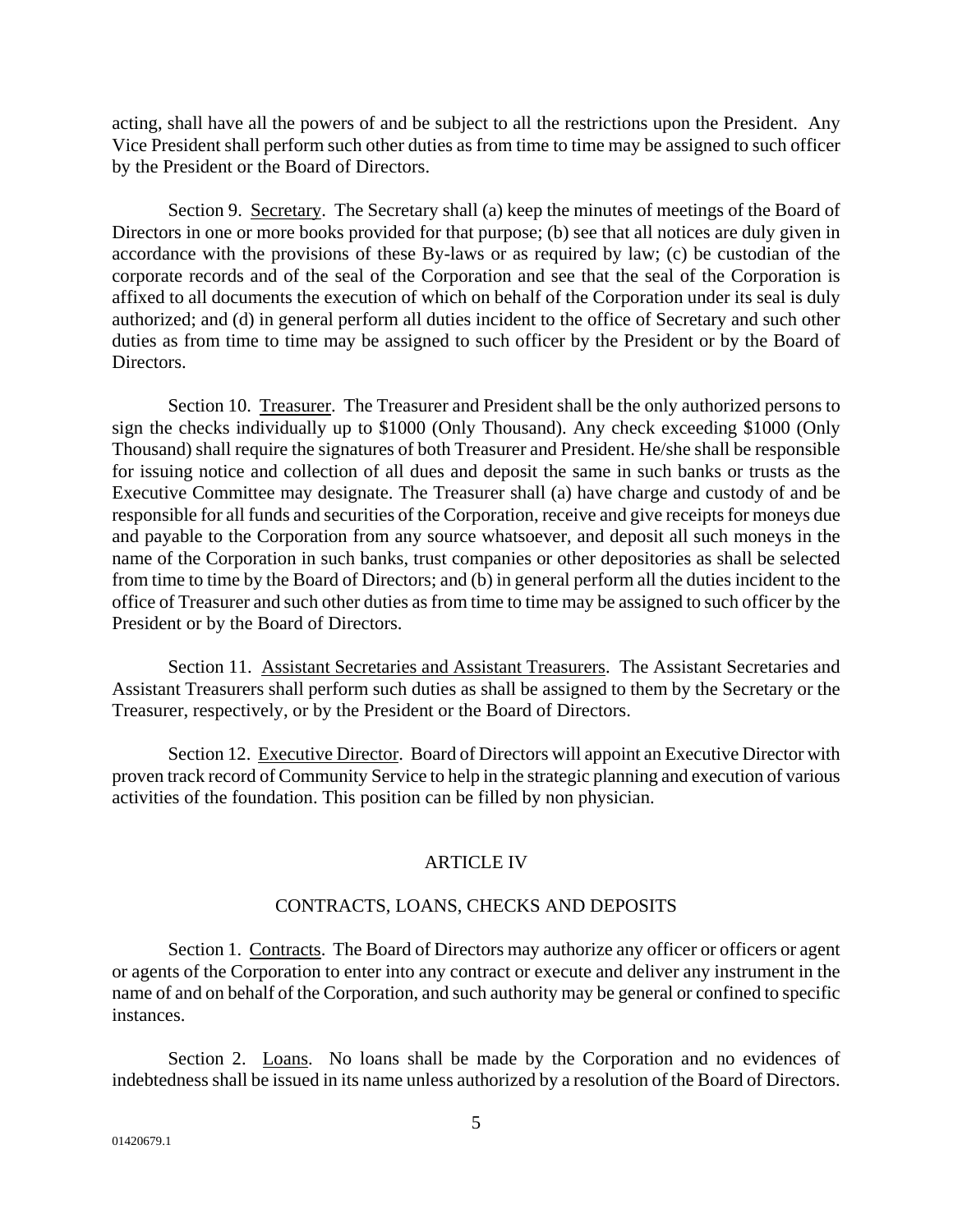acting, shall have all the powers of and be subject to all the restrictions upon the President. Any Vice President shall perform such other duties as from time to time may be assigned to such officer by the President or the Board of Directors.

Section 9. Secretary. The Secretary shall (a) keep the minutes of meetings of the Board of Directors in one or more books provided for that purpose; (b) see that all notices are duly given in accordance with the provisions of these By-laws or as required by law; (c) be custodian of the corporate records and of the seal of the Corporation and see that the seal of the Corporation is affixed to all documents the execution of which on behalf of the Corporation under its seal is duly authorized; and (d) in general perform all duties incident to the office of Secretary and such other duties as from time to time may be assigned to such officer by the President or by the Board of Directors.

Section 10. Treasurer. The Treasurer and President shall be the only authorized persons to sign the checks individually up to $1000 (Only Thousand). Any check exceeding $1000 (Only Thousand) shall require the signatures of both Treasurer and President. He/she shall be responsible for issuing notice and collection of all dues and deposit the same in such banks or trusts as the Executive Committee may designate. The Treasurer shall (a) have charge and custody of and be responsible for all funds and securities of the Corporation, receive and give receipts for moneys due and payable to the Corporation from any source whatsoever, and deposit all such moneys in the name of the Corporation in such banks, trust companies or other depositories as shall be selected from time to time by the Board of Directors; and (b) in general perform all the duties incident to the office of Treasurer and such other duties as from time to time may be assigned to such officer by the President or by the Board of Directors.

Section 11. Assistant Secretaries and Assistant Treasurers. The Assistant Secretaries and Assistant Treasurers shall perform such duties as shall be assigned to them by the Secretary or the Treasurer, respectively, or by the President or the Board of Directors.

Section 12. Executive Director. Board of Directors will appoint an Executive Director with proven track record of Community Service to help in the strategic planning and execution of various activities of the foundation. This position can be filled by non physician.

## ARTICLE IV

## CONTRACTS, LOANS, CHECKS AND DEPOSITS

Section 1. Contracts. The Board of Directors may authorize any officer or officers or agent or agents of the Corporation to enter into any contract or execute and deliver any instrument in the name of and on behalf of the Corporation, and such authority may be general or confined to specific instances.

Section 2. Loans. No loans shall be made by the Corporation and no evidences of indebtedness shall be issued in its name unless authorized by a resolution of the Board of Directors.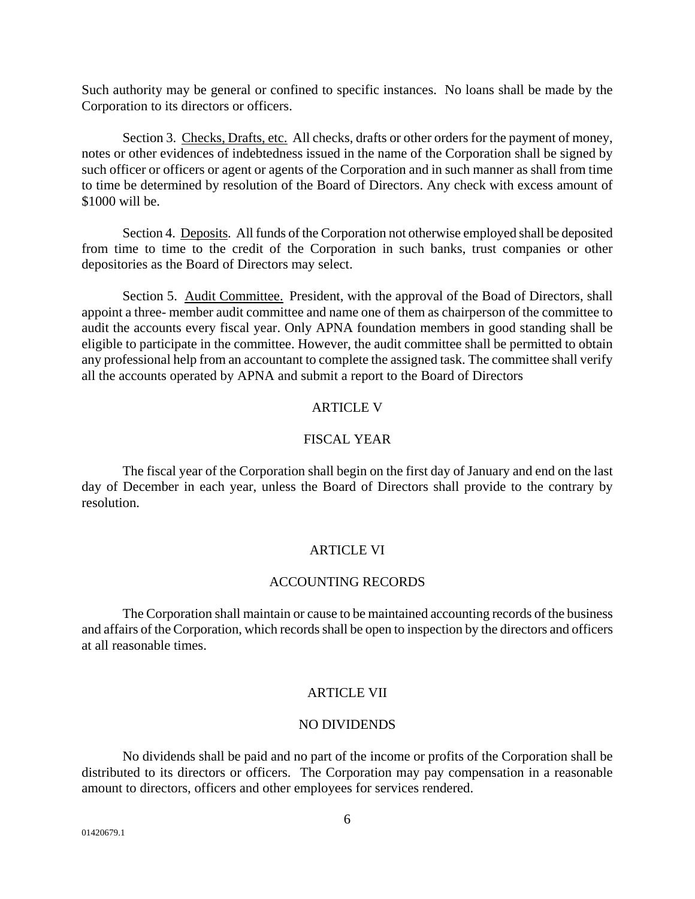Such authority may be general or confined to specific instances. No loans shall be made by the Corporation to its directors or officers.

Section 3. Checks, Drafts, etc. All checks, drafts or other orders for the payment of money, notes or other evidences of indebtedness issued in the name of the Corporation shall be signed by such officer or officers or agent or agents of the Corporation and in such manner as shall from time to time be determined by resolution of the Board of Directors. Any check with excess amount of $1000 will be.

Section 4. Deposits. All funds of the Corporation not otherwise employed shall be deposited from time to time to the credit of the Corporation in such banks, trust companies or other depositories as the Board of Directors may select.

Section 5. Audit Committee. President, with the approval of the Boad of Directors, shall appoint a three- member audit committee and name one of them as chairperson of the committee to audit the accounts every fiscal year. Only APNA foundation members in good standing shall be eligible to participate in the committee. However, the audit committee shall be permitted to obtain any professional help from an accountant to complete the assigned task. The committee shall verify all the accounts operated by APNA and submit a report to the Board of Directors

## ARTICLE V

## FISCAL YEAR

The fiscal year of the Corporation shall begin on the first day of January and end on the last day of December in each year, unless the Board of Directors shall provide to the contrary by resolution.

## ARTICLE VI

## ACCOUNTING RECORDS

The Corporation shall maintain or cause to be maintained accounting records of the business and affairs of the Corporation, which records shall be open to inspection by the directors and officers at all reasonable times.

## ARTICLE VII

## NO DIVIDENDS

No dividends shall be paid and no part of the income or profits of the Corporation shall be distributed to its directors or officers. The Corporation may pay compensation in a reasonable amount to directors, officers and other employees for services rendered.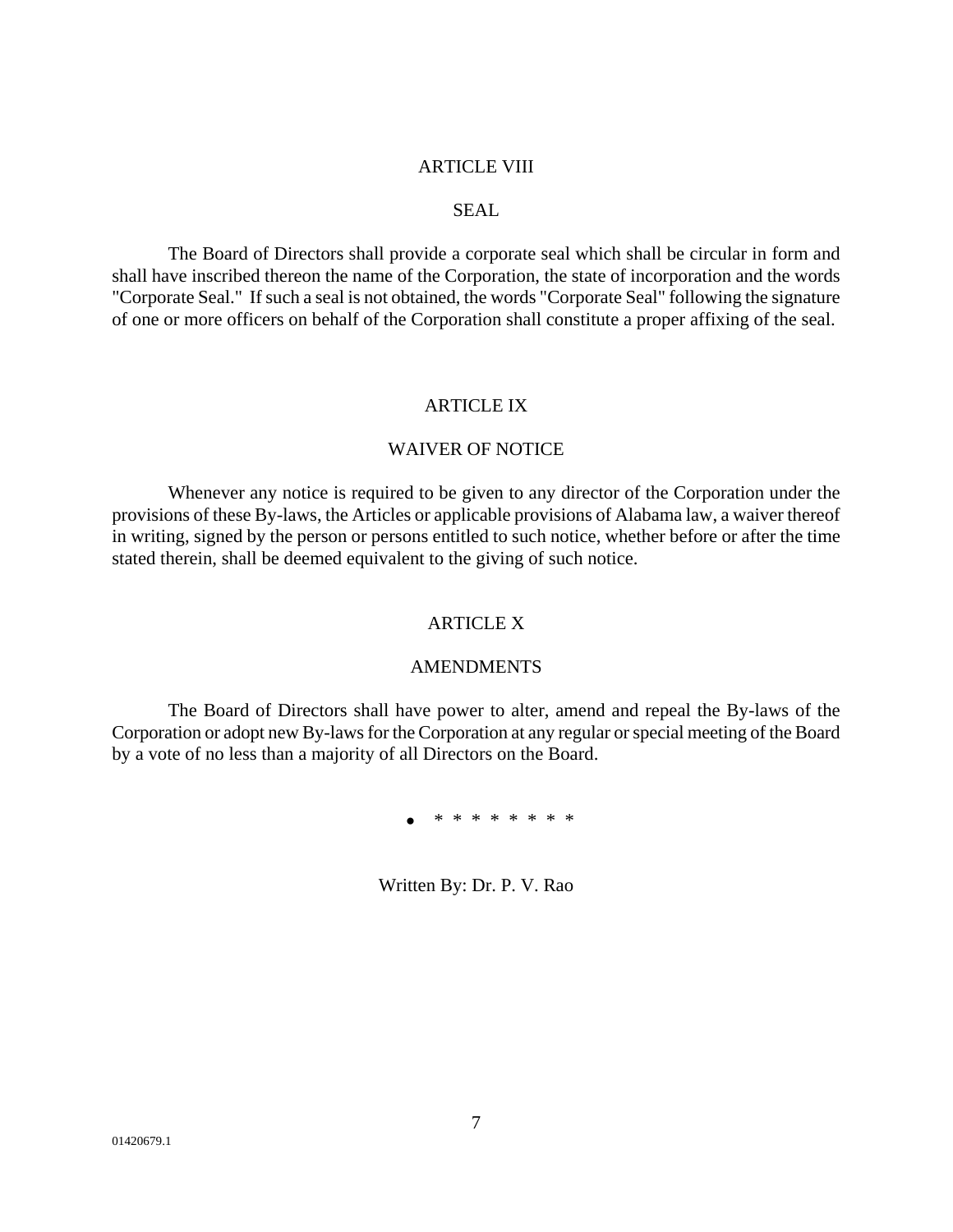## ARTICLE VIII

## SEAL

The Board of Directors shall provide a corporate seal which shall be circular in form and shall have inscribed thereon the name of the Corporation, the state of incorporation and the words "Corporate Seal." If such a seal is not obtained, the words "Corporate Seal" following the signature of one or more officers on behalf of the Corporation shall constitute a proper affixing of the seal.

## ARTICLE IX

## WAIVER OF NOTICE

Whenever any notice is required to be given to any director of the Corporation under the provisions of these By-laws, the Articles or applicable provisions of Alabama law, a waiver thereof in writing, signed by the person or persons entitled to such notice, whether before or after the time stated therein, shall be deemed equivalent to the giving of such notice.

## ARTICLE X

## AMENDMENTS

The Board of Directors shall have power to alter, amend and repeal the By-laws of the Corporation or adopt new By-laws for the Corporation at any regular or special meeting of the Board by a vote of no less than a majority of all Directors on the Board.

• * * * * * * * *

Written By: Dr. P. V. Rao

01420679.1